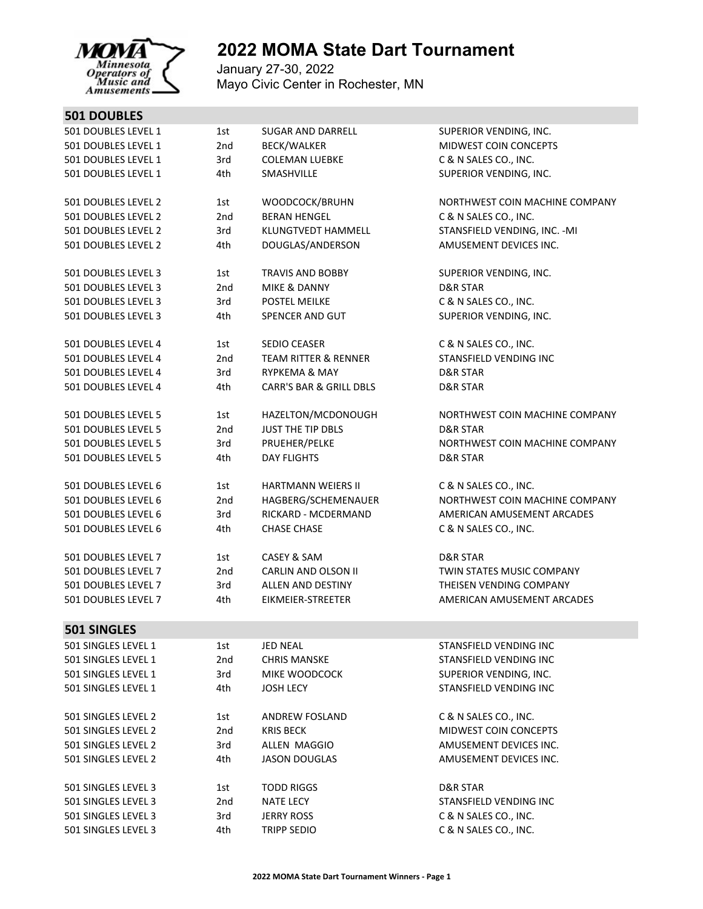# 2022 MOMA State Dart Tournament

January 27-30, 2022
Mayo Civic Center in Rochester, MN

## 501 DOUBLES

| | | | |
|---|---|---|---|
| 501 DOUBLES LEVEL 1 | 1st | SUGAR AND DARRELL | SUPERIOR VENDING, INC. |
| 501 DOUBLES LEVEL 1 | 2nd | BECK/WALKER | MIDWEST COIN CONCEPTS |
| 501 DOUBLES LEVEL 1 | 3rd | COLEMAN LUEBKE | C & N SALES CO., INC. |
| 501 DOUBLES LEVEL 1 | 4th | SMASHVILLE | SUPERIOR VENDING, INC. |
| 501 DOUBLES LEVEL 2 | 1st | WOODCOCK/BRUHN | NORTHWEST COIN MACHINE COMPANY |
| 501 DOUBLES LEVEL 2 | 2nd | BERAN HENGEL | C & N SALES CO., INC. |
| 501 DOUBLES LEVEL 2 | 3rd | KLUNGTVEDT HAMMELL | STANSFIELD VENDING, INC. -MI |
| 501 DOUBLES LEVEL 2 | 4th | DOUGLAS/ANDERSON | AMUSEMENT DEVICES INC. |
| 501 DOUBLES LEVEL 3 | 1st | TRAVIS AND BOBBY | SUPERIOR VENDING, INC. |
| 501 DOUBLES LEVEL 3 | 2nd | MIKE & DANNY | D&R STAR |
| 501 DOUBLES LEVEL 3 | 3rd | POSTEL MEILKE | C & N SALES CO., INC. |
| 501 DOUBLES LEVEL 3 | 4th | SPENCER AND GUT | SUPERIOR VENDING, INC. |
| 501 DOUBLES LEVEL 4 | 1st | SEDIO CEASER | C & N SALES CO., INC. |
| 501 DOUBLES LEVEL 4 | 2nd | TEAM RITTER & RENNER | STANSFIELD VENDING INC |
| 501 DOUBLES LEVEL 4 | 3rd | RYPKEMA & MAY | D&R STAR |
| 501 DOUBLES LEVEL 4 | 4th | CARR'S BAR & GRILL DBLS | D&R STAR |
| 501 DOUBLES LEVEL 5 | 1st | HAZELTON/MCDONOUGH | NORTHWEST COIN MACHINE COMPANY |
| 501 DOUBLES LEVEL 5 | 2nd | JUST THE TIP DBLS | D&R STAR |
| 501 DOUBLES LEVEL 5 | 3rd | PRUEHER/PELKE | NORTHWEST COIN MACHINE COMPANY |
| 501 DOUBLES LEVEL 5 | 4th | DAY FLIGHTS | D&R STAR |
| 501 DOUBLES LEVEL 6 | 1st | HARTMANN WEIERS II | C & N SALES CO., INC. |
| 501 DOUBLES LEVEL 6 | 2nd | HAGBERG/SCHEMENAUER | NORTHWEST COIN MACHINE COMPANY |
| 501 DOUBLES LEVEL 6 | 3rd | RICKARD - MCDERMAND | AMERICAN AMUSEMENT ARCADES |
| 501 DOUBLES LEVEL 6 | 4th | CHASE CHASE | C & N SALES CO., INC. |
| 501 DOUBLES LEVEL 7 | 1st | CASEY & SAM | D&R STAR |
| 501 DOUBLES LEVEL 7 | 2nd | CARLIN AND OLSON II | TWIN STATES MUSIC COMPANY |
| 501 DOUBLES LEVEL 7 | 3rd | ALLEN AND DESTINY | THEISEN VENDING COMPANY |
| 501 DOUBLES LEVEL 7 | 4th | EIKMEIER-STREETER | AMERICAN AMUSEMENT ARCADES |

## 501 SINGLES

| | | | |
|---|---|---|---|
| 501 SINGLES LEVEL 1 | 1st | JED NEAL | STANSFIELD VENDING INC |
| 501 SINGLES LEVEL 1 | 2nd | CHRIS MANSKE | STANSFIELD VENDING INC |
| 501 SINGLES LEVEL 1 | 3rd | MIKE WOODCOCK | SUPERIOR VENDING, INC. |
| 501 SINGLES LEVEL 1 | 4th | JOSH LECY | STANSFIELD VENDING INC |
| 501 SINGLES LEVEL 2 | 1st | ANDREW FOSLAND | C & N SALES CO., INC. |
| 501 SINGLES LEVEL 2 | 2nd | KRIS BECK | MIDWEST COIN CONCEPTS |
| 501 SINGLES LEVEL 2 | 3rd | ALLEN MAGGIO | AMUSEMENT DEVICES INC. |
| 501 SINGLES LEVEL 2 | 4th | JASON DOUGLAS | AMUSEMENT DEVICES INC. |
| 501 SINGLES LEVEL 3 | 1st | TODD RIGGS | D&R STAR |
| 501 SINGLES LEVEL 3 | 2nd | NATE LECY | STANSFIELD VENDING INC |
| 501 SINGLES LEVEL 3 | 3rd | JERRY ROSS | C & N SALES CO., INC. |
| 501 SINGLES LEVEL 3 | 4th | TRIPP SEDIO | C & N SALES CO., INC. |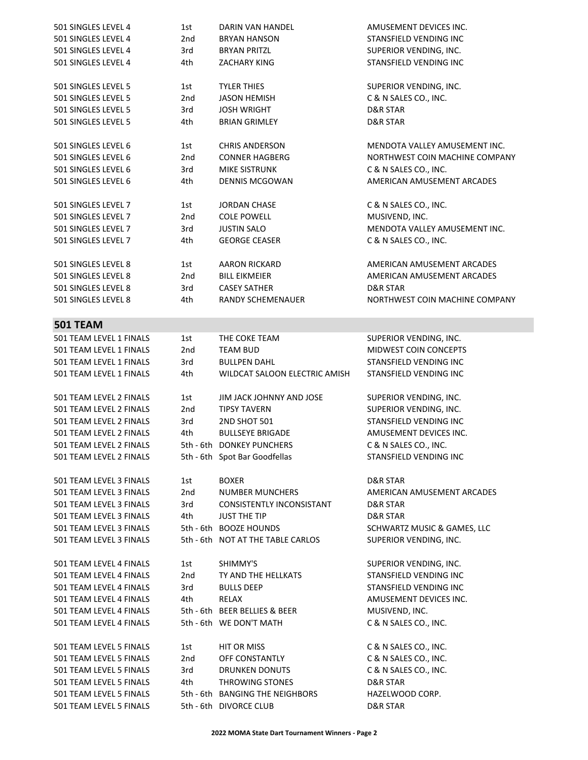| | | | |
|---|---|---|---|
| 501 SINGLES LEVEL 4 | 1st | DARIN VAN HANDEL | AMUSEMENT DEVICES INC. |
| 501 SINGLES LEVEL 4 | 2nd | BRYAN HANSON | STANSFIELD VENDING INC |
| 501 SINGLES LEVEL 4 | 3rd | BRYAN PRITZL | SUPERIOR VENDING, INC. |
| 501 SINGLES LEVEL 4 | 4th | ZACHARY KING | STANSFIELD VENDING INC |
| 501 SINGLES LEVEL 5 | 1st | TYLER THIES | SUPERIOR VENDING, INC. |
| 501 SINGLES LEVEL 5 | 2nd | JASON HEMISH | C & N SALES CO., INC. |
| 501 SINGLES LEVEL 5 | 3rd | JOSH WRIGHT | D&R STAR |
| 501 SINGLES LEVEL 5 | 4th | BRIAN GRIMLEY | D&R STAR |
| 501 SINGLES LEVEL 6 | 1st | CHRIS ANDERSON | MENDOTA VALLEY AMUSEMENT INC. |
| 501 SINGLES LEVEL 6 | 2nd | CONNER HAGBERG | NORTHWEST COIN MACHINE COMPANY |
| 501 SINGLES LEVEL 6 | 3rd | MIKE SISTRUNK | C & N SALES CO., INC. |
| 501 SINGLES LEVEL 6 | 4th | DENNIS MCGOWAN | AMERICAN AMUSEMENT ARCADES |
| 501 SINGLES LEVEL 7 | 1st | JORDAN CHASE | C & N SALES CO., INC. |
| 501 SINGLES LEVEL 7 | 2nd | COLE POWELL | MUSIVEND, INC. |
| 501 SINGLES LEVEL 7 | 3rd | JUSTIN SALO | MENDOTA VALLEY AMUSEMENT INC. |
| 501 SINGLES LEVEL 7 | 4th | GEORGE CEASER | C & N SALES CO., INC. |
| 501 SINGLES LEVEL 8 | 1st | AARON RICKARD | AMERICAN AMUSEMENT ARCADES |
| 501 SINGLES LEVEL 8 | 2nd | BILL EIKMEIER | AMERICAN AMUSEMENT ARCADES |
| 501 SINGLES LEVEL 8 | 3rd | CASEY SATHER | D&R STAR |
| 501 SINGLES LEVEL 8 | 4th | RANDY SCHEMENAUER | NORTHWEST COIN MACHINE COMPANY |

## 501 TEAM

| | | | |
|---|---|---|---|
| 501 TEAM LEVEL 1 FINALS | 1st | THE COKE TEAM | SUPERIOR VENDING, INC. |
| 501 TEAM LEVEL 1 FINALS | 2nd | TEAM BUD | MIDWEST COIN CONCEPTS |
| 501 TEAM LEVEL 1 FINALS | 3rd | BULLPEN DAHL | STANSFIELD VENDING INC |
| 501 TEAM LEVEL 1 FINALS | 4th | WILDCAT SALOON ELECTRIC AMISH | STANSFIELD VENDING INC |
| 501 TEAM LEVEL 2 FINALS | 1st | JIM JACK JOHNNY AND JOSE | SUPERIOR VENDING, INC. |
| 501 TEAM LEVEL 2 FINALS | 2nd | TIPSY TAVERN | SUPERIOR VENDING, INC. |
| 501 TEAM LEVEL 2 FINALS | 3rd | 2ND SHOT 501 | STANSFIELD VENDING INC |
| 501 TEAM LEVEL 2 FINALS | 4th | BULLSEYE BRIGADE | AMUSEMENT DEVICES INC. |
| 501 TEAM LEVEL 2 FINALS | 5th - 6th | DONKEY PUNCHERS | C & N SALES CO., INC. |
| 501 TEAM LEVEL 2 FINALS | 5th - 6th | Spot Bar Goodfellas | STANSFIELD VENDING INC |
| 501 TEAM LEVEL 3 FINALS | 1st | BOXER | D&R STAR |
| 501 TEAM LEVEL 3 FINALS | 2nd | NUMBER MUNCHERS | AMERICAN AMUSEMENT ARCADES |
| 501 TEAM LEVEL 3 FINALS | 3rd | CONSISTENTLY INCONSISTANT | D&R STAR |
| 501 TEAM LEVEL 3 FINALS | 4th | JUST THE TIP | D&R STAR |
| 501 TEAM LEVEL 3 FINALS | 5th - 6th | BOOZE HOUNDS | SCHWARTZ MUSIC & GAMES, LLC |
| 501 TEAM LEVEL 3 FINALS | 5th - 6th | NOT AT THE TABLE CARLOS | SUPERIOR VENDING, INC. |
| 501 TEAM LEVEL 4 FINALS | 1st | SHIMMY'S | SUPERIOR VENDING, INC. |
| 501 TEAM LEVEL 4 FINALS | 2nd | TY AND THE HELLKATS | STANSFIELD VENDING INC |
| 501 TEAM LEVEL 4 FINALS | 3rd | BULLS DEEP | STANSFIELD VENDING INC |
| 501 TEAM LEVEL 4 FINALS | 4th | RELAX | AMUSEMENT DEVICES INC. |
| 501 TEAM LEVEL 4 FINALS | 5th - 6th | BEER BELLIES & BEER | MUSIVEND, INC. |
| 501 TEAM LEVEL 4 FINALS | 5th - 6th | WE DON'T MATH | C & N SALES CO., INC. |
| 501 TEAM LEVEL 5 FINALS | 1st | HIT OR MISS | C & N SALES CO., INC. |
| 501 TEAM LEVEL 5 FINALS | 2nd | OFF CONSTANTLY | C & N SALES CO., INC. |
| 501 TEAM LEVEL 5 FINALS | 3rd | DRUNKEN DONUTS | C & N SALES CO., INC. |
| 501 TEAM LEVEL 5 FINALS | 4th | THROWING STONES | D&R STAR |
| 501 TEAM LEVEL 5 FINALS | 5th - 6th | BANGING THE NEIGHBORS | HAZELWOOD CORP. |
| 501 TEAM LEVEL 5 FINALS | 5th - 6th | DIVORCE CLUB | D&R STAR |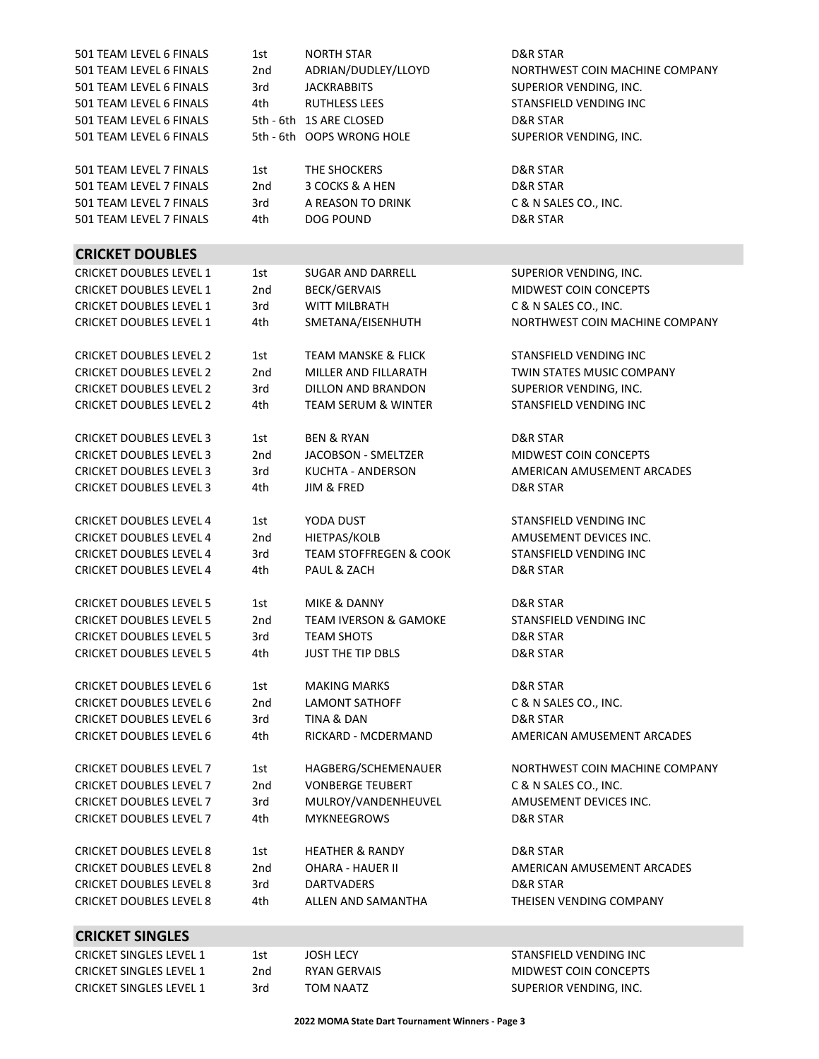| | | | |
|---|---|---|---|
| 501 TEAM LEVEL 6 FINALS | 1st | NORTH STAR | D&R STAR |
| 501 TEAM LEVEL 6 FINALS | 2nd | ADRIAN/DUDLEY/LLOYD | NORTHWEST COIN MACHINE COMPANY |
| 501 TEAM LEVEL 6 FINALS | 3rd | JACKRABBITS | SUPERIOR VENDING, INC. |
| 501 TEAM LEVEL 6 FINALS | 4th | RUTHLESS LEES | STANSFIELD VENDING INC |
| 501 TEAM LEVEL 6 FINALS | 5th - 6th | 1S ARE CLOSED | D&R STAR |
| 501 TEAM LEVEL 6 FINALS | 5th - 6th | OOPS WRONG HOLE | SUPERIOR VENDING, INC. |
| 501 TEAM LEVEL 7 FINALS | 1st | THE SHOCKERS | D&R STAR |
| 501 TEAM LEVEL 7 FINALS | 2nd | 3 COCKS & A HEN | D&R STAR |
| 501 TEAM LEVEL 7 FINALS | 3rd | A REASON TO DRINK | C & N SALES CO., INC. |
| 501 TEAM LEVEL 7 FINALS | 4th | DOG POUND | D&R STAR |

## CRICKET DOUBLES

| | | | |
|---|---|---|---|
| CRICKET DOUBLES LEVEL 1 | 1st | SUGAR AND DARRELL | SUPERIOR VENDING, INC. |
| CRICKET DOUBLES LEVEL 1 | 2nd | BECK/GERVAIS | MIDWEST COIN CONCEPTS |
| CRICKET DOUBLES LEVEL 1 | 3rd | WITT MILBRATH | C & N SALES CO., INC. |
| CRICKET DOUBLES LEVEL 1 | 4th | SMETANA/EISENHUTH | NORTHWEST COIN MACHINE COMPANY |
| CRICKET DOUBLES LEVEL 2 | 1st | TEAM MANSKE & FLICK | STANSFIELD VENDING INC |
| CRICKET DOUBLES LEVEL 2 | 2nd | MILLER AND FILLARATH | TWIN STATES MUSIC COMPANY |
| CRICKET DOUBLES LEVEL 2 | 3rd | DILLON AND BRANDON | SUPERIOR VENDING, INC. |
| CRICKET DOUBLES LEVEL 2 | 4th | TEAM SERUM & WINTER | STANSFIELD VENDING INC |
| CRICKET DOUBLES LEVEL 3 | 1st | BEN & RYAN | D&R STAR |
| CRICKET DOUBLES LEVEL 3 | 2nd | JACOBSON - SMELTZER | MIDWEST COIN CONCEPTS |
| CRICKET DOUBLES LEVEL 3 | 3rd | KUCHTA - ANDERSON | AMERICAN AMUSEMENT ARCADES |
| CRICKET DOUBLES LEVEL 3 | 4th | JIM & FRED | D&R STAR |
| CRICKET DOUBLES LEVEL 4 | 1st | YODA DUST | STANSFIELD VENDING INC |
| CRICKET DOUBLES LEVEL 4 | 2nd | HIETPAS/KOLB | AMUSEMENT DEVICES INC. |
| CRICKET DOUBLES LEVEL 4 | 3rd | TEAM STOFFREGEN & COOK | STANSFIELD VENDING INC |
| CRICKET DOUBLES LEVEL 4 | 4th | PAUL & ZACH | D&R STAR |
| CRICKET DOUBLES LEVEL 5 | 1st | MIKE & DANNY | D&R STAR |
| CRICKET DOUBLES LEVEL 5 | 2nd | TEAM IVERSON & GAMOKE | STANSFIELD VENDING INC |
| CRICKET DOUBLES LEVEL 5 | 3rd | TEAM SHOTS | D&R STAR |
| CRICKET DOUBLES LEVEL 5 | 4th | JUST THE TIP DBLS | D&R STAR |
| CRICKET DOUBLES LEVEL 6 | 1st | MAKING MARKS | D&R STAR |
| CRICKET DOUBLES LEVEL 6 | 2nd | LAMONT SATHOFF | C & N SALES CO., INC. |
| CRICKET DOUBLES LEVEL 6 | 3rd | TINA & DAN | D&R STAR |
| CRICKET DOUBLES LEVEL 6 | 4th | RICKARD - MCDERMAND | AMERICAN AMUSEMENT ARCADES |
| CRICKET DOUBLES LEVEL 7 | 1st | HAGBERG/SCHEMENAUER | NORTHWEST COIN MACHINE COMPANY |
| CRICKET DOUBLES LEVEL 7 | 2nd | VONBERGE TEUBERT | C & N SALES CO., INC. |
| CRICKET DOUBLES LEVEL 7 | 3rd | MULROY/VANDENHEUVEL | AMUSEMENT DEVICES INC. |
| CRICKET DOUBLES LEVEL 7 | 4th | MYKNEEGROWS | D&R STAR |
| CRICKET DOUBLES LEVEL 8 | 1st | HEATHER & RANDY | D&R STAR |
| CRICKET DOUBLES LEVEL 8 | 2nd | OHARA - HAUER II | AMERICAN AMUSEMENT ARCADES |
| CRICKET DOUBLES LEVEL 8 | 3rd | DARTVADERS | D&R STAR |
| CRICKET DOUBLES LEVEL 8 | 4th | ALLEN AND SAMANTHA | THEISEN VENDING COMPANY |

## CRICKET SINGLES

| | | | |
|---|---|---|---|
| CRICKET SINGLES LEVEL 1 | 1st | JOSH LECY | STANSFIELD VENDING INC |
| CRICKET SINGLES LEVEL 1 | 2nd | RYAN GERVAIS | MIDWEST COIN CONCEPTS |
| CRICKET SINGLES LEVEL 1 | 3rd | TOM NAATZ | SUPERIOR VENDING, INC. |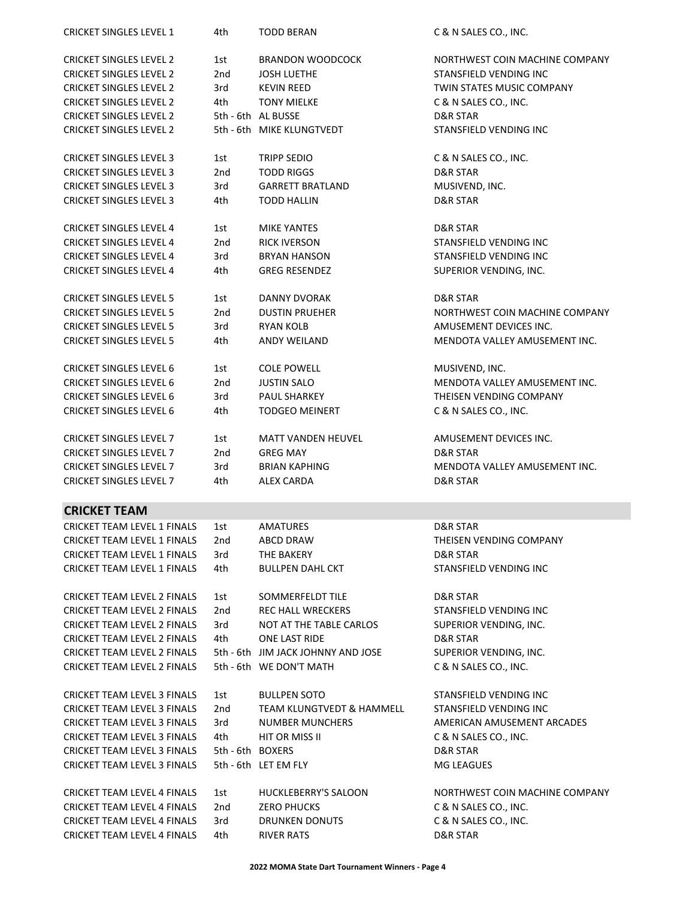| | | | |
|---|---|---|---|
| CRICKET SINGLES LEVEL 1 | 4th | TODD BERAN | C & N SALES CO., INC. |
| CRICKET SINGLES LEVEL 2 | 1st | BRANDON WOODCOCK | NORTHWEST COIN MACHINE COMPANY |
| CRICKET SINGLES LEVEL 2 | 2nd | JOSH LUETHE | STANSFIELD VENDING INC |
| CRICKET SINGLES LEVEL 2 | 3rd | KEVIN REED | TWIN STATES MUSIC COMPANY |
| CRICKET SINGLES LEVEL 2 | 4th | TONY MIELKE | C & N SALES CO., INC. |
| CRICKET SINGLES LEVEL 2 | 5th - 6th | AL BUSSE | D&R STAR |
| CRICKET SINGLES LEVEL 2 | 5th - 6th | MIKE KLUNGTVEDT | STANSFIELD VENDING INC |
| CRICKET SINGLES LEVEL 3 | 1st | TRIPP SEDIO | C & N SALES CO., INC. |
| CRICKET SINGLES LEVEL 3 | 2nd | TODD RIGGS | D&R STAR |
| CRICKET SINGLES LEVEL 3 | 3rd | GARRETT BRATLAND | MUSIVEND, INC. |
| CRICKET SINGLES LEVEL 3 | 4th | TODD HALLIN | D&R STAR |
| CRICKET SINGLES LEVEL 4 | 1st | MIKE YANTES | D&R STAR |
| CRICKET SINGLES LEVEL 4 | 2nd | RICK IVERSON | STANSFIELD VENDING INC |
| CRICKET SINGLES LEVEL 4 | 3rd | BRYAN HANSON | STANSFIELD VENDING INC |
| CRICKET SINGLES LEVEL 4 | 4th | GREG RESENDEZ | SUPERIOR VENDING, INC. |
| CRICKET SINGLES LEVEL 5 | 1st | DANNY DVORAK | D&R STAR |
| CRICKET SINGLES LEVEL 5 | 2nd | DUSTIN PRUEHER | NORTHWEST COIN MACHINE COMPANY |
| CRICKET SINGLES LEVEL 5 | 3rd | RYAN KOLB | AMUSEMENT DEVICES INC. |
| CRICKET SINGLES LEVEL 5 | 4th | ANDY WEILAND | MENDOTA VALLEY AMUSEMENT INC. |
| CRICKET SINGLES LEVEL 6 | 1st | COLE POWELL | MUSIVEND, INC. |
| CRICKET SINGLES LEVEL 6 | 2nd | JUSTIN SALO | MENDOTA VALLEY AMUSEMENT INC. |
| CRICKET SINGLES LEVEL 6 | 3rd | PAUL SHARKEY | THEISEN VENDING COMPANY |
| CRICKET SINGLES LEVEL 6 | 4th | TODGEO MEINERT | C & N SALES CO., INC. |
| CRICKET SINGLES LEVEL 7 | 1st | MATT VANDEN HEUVEL | AMUSEMENT DEVICES INC. |
| CRICKET SINGLES LEVEL 7 | 2nd | GREG MAY | D&R STAR |
| CRICKET SINGLES LEVEL 7 | 3rd | BRIAN KAPHING | MENDOTA VALLEY AMUSEMENT INC. |
| CRICKET SINGLES LEVEL 7 | 4th | ALEX CARDA | D&R STAR |

## CRICKET TEAM

| | | | |
|---|---|---|---|
| CRICKET TEAM LEVEL 1 FINALS | 1st | AMATURES | D&R STAR |
| CRICKET TEAM LEVEL 1 FINALS | 2nd | ABCD DRAW | THEISEN VENDING COMPANY |
| CRICKET TEAM LEVEL 1 FINALS | 3rd | THE BAKERY | D&R STAR |
| CRICKET TEAM LEVEL 1 FINALS | 4th | BULLPEN DAHL CKT | STANSFIELD VENDING INC |
| CRICKET TEAM LEVEL 2 FINALS | 1st | SOMMERFELDT TILE | D&R STAR |
| CRICKET TEAM LEVEL 2 FINALS | 2nd | REC HALL WRECKERS | STANSFIELD VENDING INC |
| CRICKET TEAM LEVEL 2 FINALS | 3rd | NOT AT THE TABLE CARLOS | SUPERIOR VENDING, INC. |
| CRICKET TEAM LEVEL 2 FINALS | 4th | ONE LAST RIDE | D&R STAR |
| CRICKET TEAM LEVEL 2 FINALS | 5th - 6th | JIM JACK JOHNNY AND JOSE | SUPERIOR VENDING, INC. |
| CRICKET TEAM LEVEL 2 FINALS | 5th - 6th | WE DON'T MATH | C & N SALES CO., INC. |
| CRICKET TEAM LEVEL 3 FINALS | 1st | BULLPEN SOTO | STANSFIELD VENDING INC |
| CRICKET TEAM LEVEL 3 FINALS | 2nd | TEAM KLUNGTVEDT & HAMMELL | STANSFIELD VENDING INC |
| CRICKET TEAM LEVEL 3 FINALS | 3rd | NUMBER MUNCHERS | AMERICAN AMUSEMENT ARCADES |
| CRICKET TEAM LEVEL 3 FINALS | 4th | HIT OR MISS II | C & N SALES CO., INC. |
| CRICKET TEAM LEVEL 3 FINALS | 5th - 6th | BOXERS | D&R STAR |
| CRICKET TEAM LEVEL 3 FINALS | 5th - 6th | LET EM FLY | MG LEAGUES |
| CRICKET TEAM LEVEL 4 FINALS | 1st | HUCKLEBERRY'S SALOON | NORTHWEST COIN MACHINE COMPANY |
| CRICKET TEAM LEVEL 4 FINALS | 2nd | ZERO PHUCKS | C & N SALES CO., INC. |
| CRICKET TEAM LEVEL 4 FINALS | 3rd | DRUNKEN DONUTS | C & N SALES CO., INC. |
| CRICKET TEAM LEVEL 4 FINALS | 4th | RIVER RATS | D&R STAR |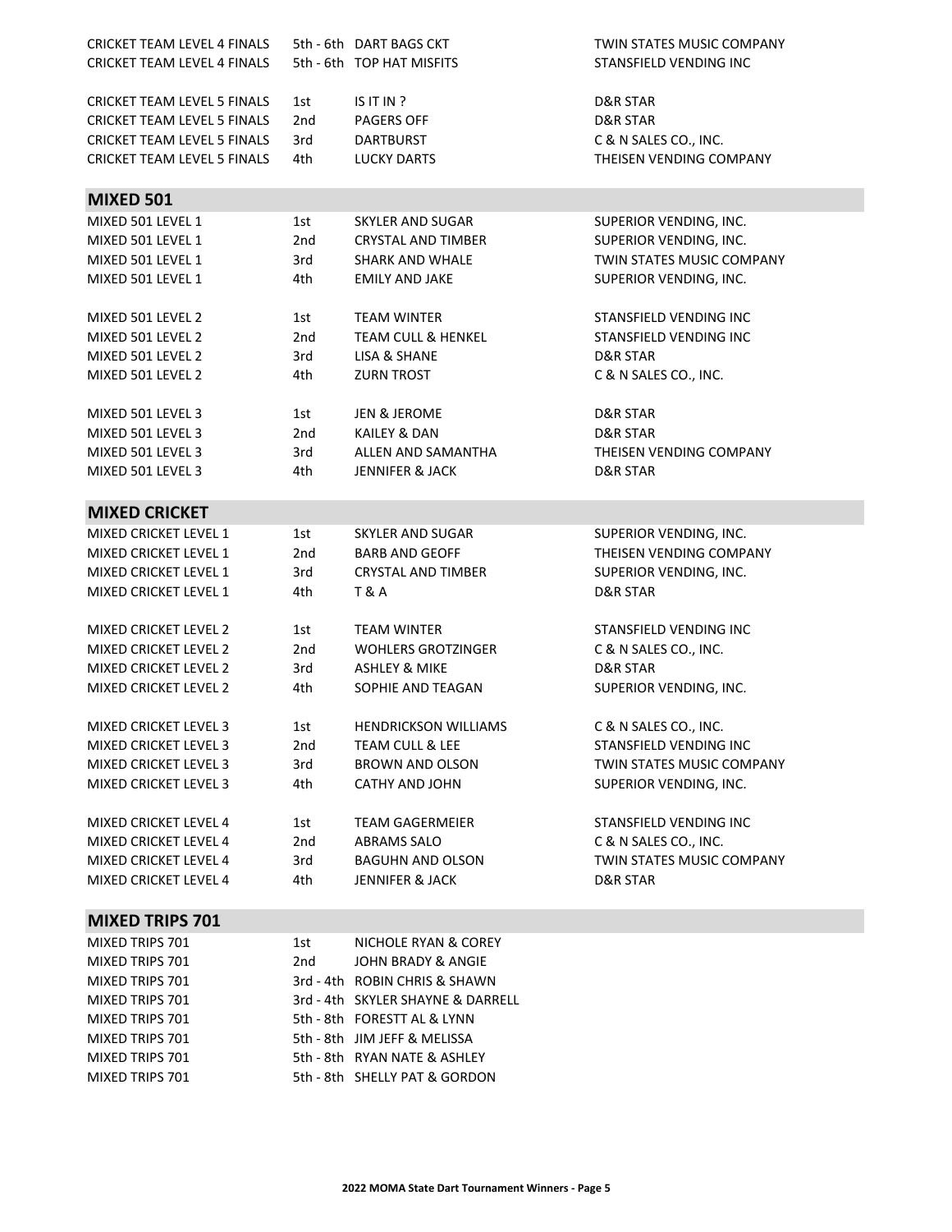| | | | |
|---|---|---|---|
| CRICKET TEAM LEVEL 4 FINALS | 5th - 6th | DART BAGS CKT | TWIN STATES MUSIC COMPANY |
| CRICKET TEAM LEVEL 4 FINALS | 5th - 6th | TOP HAT MISFITS | STANSFIELD VENDING INC |
| CRICKET TEAM LEVEL 5 FINALS | 1st | IS IT IN ? | D&R STAR |
| CRICKET TEAM LEVEL 5 FINALS | 2nd | PAGERS OFF | D&R STAR |
| CRICKET TEAM LEVEL 5 FINALS | 3rd | DARTBURST | C & N SALES CO., INC. |
| CRICKET TEAM LEVEL 5 FINALS | 4th | LUCKY DARTS | THEISEN VENDING COMPANY |

## MIXED 501

| | | | |
|---|---|---|---|
| MIXED 501 LEVEL 1 | 1st | SKYLER AND SUGAR | SUPERIOR VENDING, INC. |
| MIXED 501 LEVEL 1 | 2nd | CRYSTAL AND TIMBER | SUPERIOR VENDING, INC. |
| MIXED 501 LEVEL 1 | 3rd | SHARK AND WHALE | TWIN STATES MUSIC COMPANY |
| MIXED 501 LEVEL 1 | 4th | EMILY AND JAKE | SUPERIOR VENDING, INC. |
| MIXED 501 LEVEL 2 | 1st | TEAM WINTER | STANSFIELD VENDING INC |
| MIXED 501 LEVEL 2 | 2nd | TEAM CULL & HENKEL | STANSFIELD VENDING INC |
| MIXED 501 LEVEL 2 | 3rd | LISA & SHANE | D&R STAR |
| MIXED 501 LEVEL 2 | 4th | ZURN TROST | C & N SALES CO., INC. |
| MIXED 501 LEVEL 3 | 1st | JEN & JEROME | D&R STAR |
| MIXED 501 LEVEL 3 | 2nd | KAILEY & DAN | D&R STAR |
| MIXED 501 LEVEL 3 | 3rd | ALLEN AND SAMANTHA | THEISEN VENDING COMPANY |
| MIXED 501 LEVEL 3 | 4th | JENNIFER & JACK | D&R STAR |

## MIXED CRICKET

| | | | |
|---|---|---|---|
| MIXED CRICKET LEVEL 1 | 1st | SKYLER AND SUGAR | SUPERIOR VENDING, INC. |
| MIXED CRICKET LEVEL 1 | 2nd | BARB AND GEOFF | THEISEN VENDING COMPANY |
| MIXED CRICKET LEVEL 1 | 3rd | CRYSTAL AND TIMBER | SUPERIOR VENDING, INC. |
| MIXED CRICKET LEVEL 1 | 4th | T & A | D&R STAR |
| MIXED CRICKET LEVEL 2 | 1st | TEAM WINTER | STANSFIELD VENDING INC |
| MIXED CRICKET LEVEL 2 | 2nd | WOHLERS GROTZINGER | C & N SALES CO., INC. |
| MIXED CRICKET LEVEL 2 | 3rd | ASHLEY & MIKE | D&R STAR |
| MIXED CRICKET LEVEL 2 | 4th | SOPHIE AND TEAGAN | SUPERIOR VENDING, INC. |
| MIXED CRICKET LEVEL 3 | 1st | HENDRICKSON WILLIAMS | C & N SALES CO., INC. |
| MIXED CRICKET LEVEL 3 | 2nd | TEAM CULL & LEE | STANSFIELD VENDING INC |
| MIXED CRICKET LEVEL 3 | 3rd | BROWN AND OLSON | TWIN STATES MUSIC COMPANY |
| MIXED CRICKET LEVEL 3 | 4th | CATHY AND JOHN | SUPERIOR VENDING, INC. |
| MIXED CRICKET LEVEL 4 | 1st | TEAM GAGERMEIER | STANSFIELD VENDING INC |
| MIXED CRICKET LEVEL 4 | 2nd | ABRAMS SALO | C & N SALES CO., INC. |
| MIXED CRICKET LEVEL 4 | 3rd | BAGUHN AND OLSON | TWIN STATES MUSIC COMPANY |
| MIXED CRICKET LEVEL 4 | 4th | JENNIFER & JACK | D&R STAR |

## MIXED TRIPS 701

| | | |
|---|---|---|
| MIXED TRIPS 701 | 1st | NICHOLE RYAN & COREY |
| MIXED TRIPS 701 | 2nd | JOHN BRADY & ANGIE |
| MIXED TRIPS 701 | 3rd - 4th | ROBIN CHRIS & SHAWN |
| MIXED TRIPS 701 | 3rd - 4th | SKYLER SHAYNE & DARRELL |
| MIXED TRIPS 701 | 5th - 8th | FORESTT AL & LYNN |
| MIXED TRIPS 701 | 5th - 8th | JIM JEFF & MELISSA |
| MIXED TRIPS 701 | 5th - 8th | RYAN NATE & ASHLEY |
| MIXED TRIPS 701 | 5th - 8th | SHELLY PAT & GORDON |